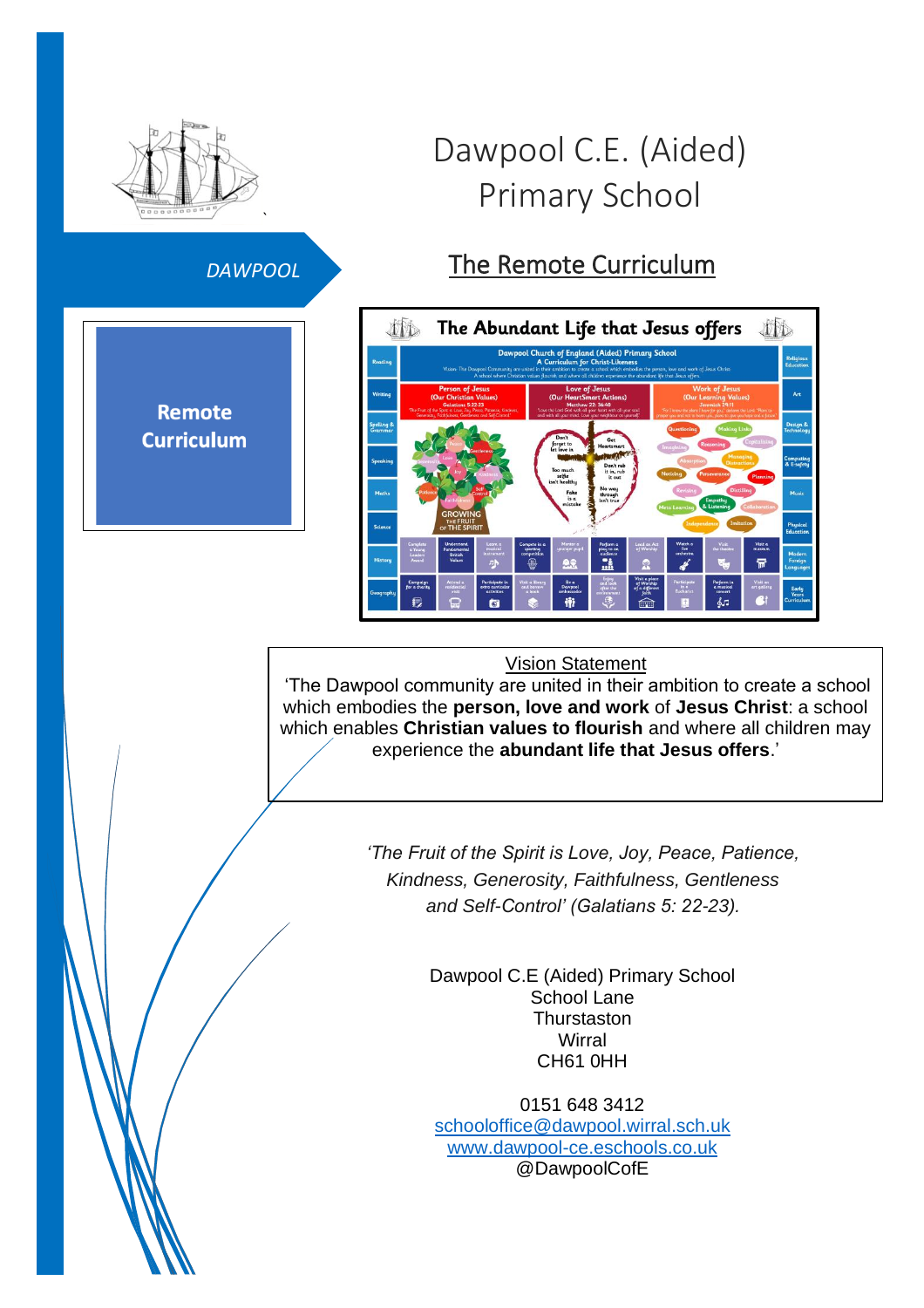# Dawpool C.E. (Aided) Primary School

DAWPOOL

**Remote Curriculum**

## The Remote Curriculum

Vision Statement

'The Dawpool community are united in their ambition to create a school which embodies the **person, love and work** of **Jesus Christ**: a school which enables **Christian values to flourish** and where all children may experience the **abundant life that Jesus offers**.'

*'The Fruit of the Spirit is Love, Joy, Peace, Patience, Kindness, Generosity, Faithfulness, Gentleness and Self-Control' (Galatians 5: 22-23).*

Dawpool C.E (Aided) Primary School
School Lane
Thurstaston
Wirral
CH61 0HH

0151 648 3412
schooloffice@dawpool.wirral.sch.uk
www.dawpool-ce.eschools.co.uk
@DawpoolCofE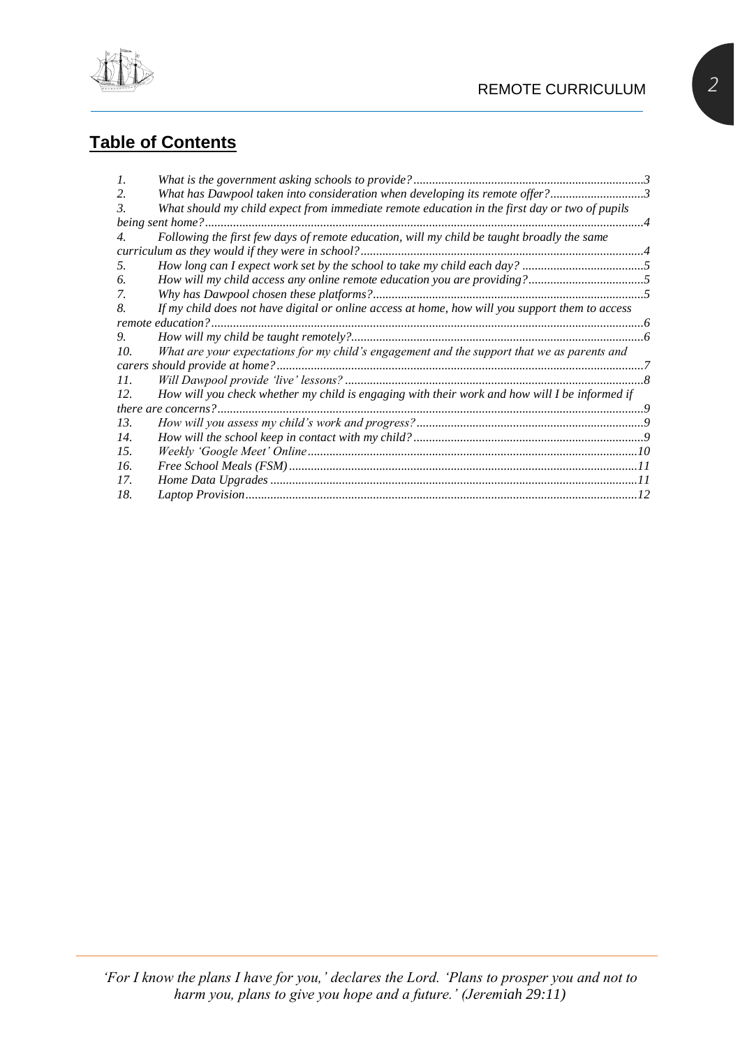## Table of Contents

1. *What is the government asking schools to provide?* ........ 3
2. *What has Dawpool taken into consideration when developing its remote offer?* ........ 3
3. *What should my child expect from immediate remote education in the first day or two of pupils being sent home?* ........ 4
4. *Following the first few days of remote education, will my child be taught broadly the same curriculum as they would if they were in school?* ........ 4
5. *How long can I expect work set by the school to take my child each day?* ........ 5
6. *How will my child access any online remote education you are providing?* ........ 5
7. *Why has Dawpool chosen these platforms?* ........ 5
8. *If my child does not have digital or online access at home, how will you support them to access remote education?* ........ 6
9. *How will my child be taught remotely?* ........ 6
10. *What are your expectations for my child's engagement and the support that we as parents and carers should provide at home?* ........ 7
11. *Will Dawpool provide 'live' lessons?* ........ 8
12. *How will you check whether my child is engaging with their work and how will I be informed if there are concerns?* ........ 9
13. *How will you assess my child's work and progress?* ........ 9
14. *How will the school keep in contact with my child?* ........ 9
15. *Weekly 'Google Meet' Online* ........ 10
16. *Free School Meals (FSM)* ........ 11
17. *Home Data Upgrades* ........ 11
18. *Laptop Provision* ........ 12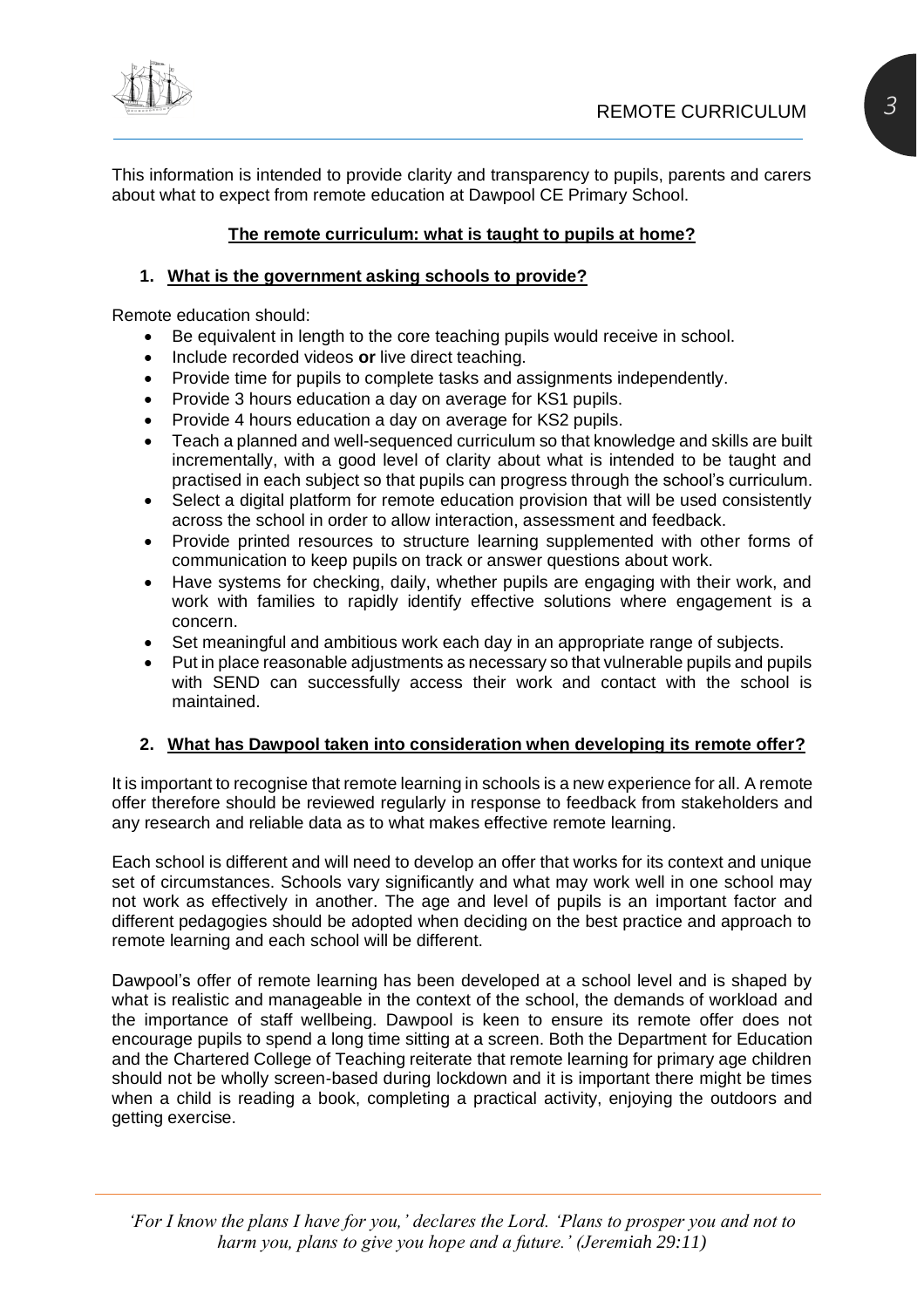This information is intended to provide clarity and transparency to pupils, parents and carers about what to expect from remote education at Dawpool CE Primary School.

## The remote curriculum: what is taught to pupils at home?

### 1. What is the government asking schools to provide?

Remote education should:

- Be equivalent in length to the core teaching pupils would receive in school.
- Include recorded videos **or** live direct teaching.
- Provide time for pupils to complete tasks and assignments independently.
- Provide 3 hours education a day on average for KS1 pupils.
- Provide 4 hours education a day on average for KS2 pupils.
- Teach a planned and well-sequenced curriculum so that knowledge and skills are built incrementally, with a good level of clarity about what is intended to be taught and practised in each subject so that pupils can progress through the school's curriculum.
- Select a digital platform for remote education provision that will be used consistently across the school in order to allow interaction, assessment and feedback.
- Provide printed resources to structure learning supplemented with other forms of communication to keep pupils on track or answer questions about work.
- Have systems for checking, daily, whether pupils are engaging with their work, and work with families to rapidly identify effective solutions where engagement is a concern.
- Set meaningful and ambitious work each day in an appropriate range of subjects.
- Put in place reasonable adjustments as necessary so that vulnerable pupils and pupils with SEND can successfully access their work and contact with the school is maintained.

### 2. What has Dawpool taken into consideration when developing its remote offer?

It is important to recognise that remote learning in schools is a new experience for all. A remote offer therefore should be reviewed regularly in response to feedback from stakeholders and any research and reliable data as to what makes effective remote learning.

Each school is different and will need to develop an offer that works for its context and unique set of circumstances. Schools vary significantly and what may work well in one school may not work as effectively in another. The age and level of pupils is an important factor and different pedagogies should be adopted when deciding on the best practice and approach to remote learning and each school will be different.

Dawpool's offer of remote learning has been developed at a school level and is shaped by what is realistic and manageable in the context of the school, the demands of workload and the importance of staff wellbeing. Dawpool is keen to ensure its remote offer does not encourage pupils to spend a long time sitting at a screen. Both the Department for Education and the Chartered College of Teaching reiterate that remote learning for primary age children should not be wholly screen-based during lockdown and it is important there might be times when a child is reading a book, completing a practical activity, enjoying the outdoors and getting exercise.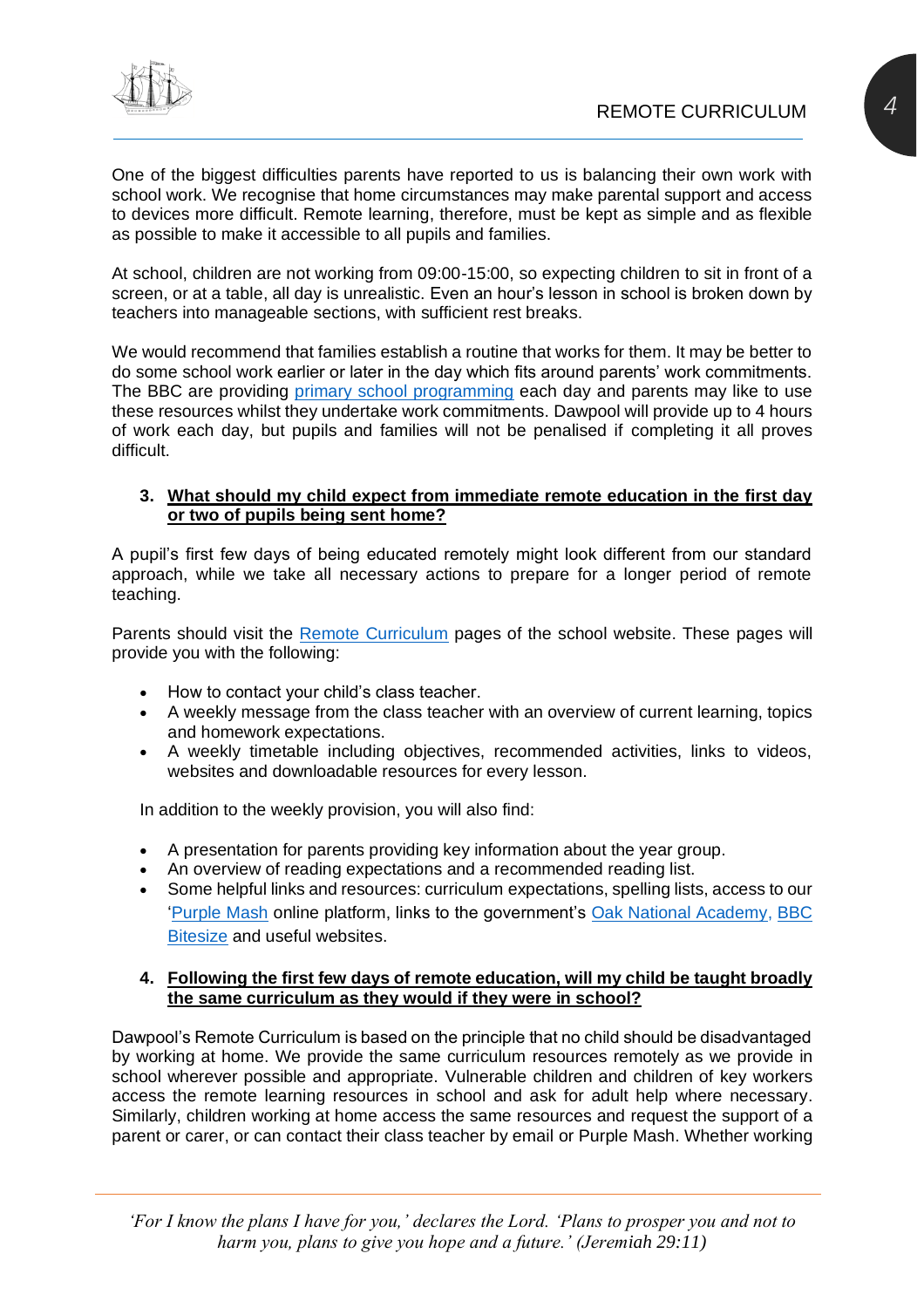One of the biggest difficulties parents have reported to us is balancing their own work with school work. We recognise that home circumstances may make parental support and access to devices more difficult. Remote learning, therefore, must be kept as simple and as flexible as possible to make it accessible to all pupils and families.

At school, children are not working from 09:00-15:00, so expecting children to sit in front of a screen, or at a table, all day is unrealistic. Even an hour's lesson in school is broken down by teachers into manageable sections, with sufficient rest breaks.

We would recommend that families establish a routine that works for them. It may be better to do some school work earlier or later in the day which fits around parents' work commitments. The BBC are providing primary school programming each day and parents may like to use these resources whilst they undertake work commitments. Dawpool will provide up to 4 hours of work each day, but pupils and families will not be penalised if completing it all proves difficult.

### 3. What should my child expect from immediate remote education in the first day or two of pupils being sent home?

A pupil's first few days of being educated remotely might look different from our standard approach, while we take all necessary actions to prepare for a longer period of remote teaching.

Parents should visit the Remote Curriculum pages of the school website. These pages will provide you with the following:

- How to contact your child's class teacher.
- A weekly message from the class teacher with an overview of current learning, topics and homework expectations.
- A weekly timetable including objectives, recommended activities, links to videos, websites and downloadable resources for every lesson.

In addition to the weekly provision, you will also find:

- A presentation for parents providing key information about the year group.
- An overview of reading expectations and a recommended reading list.
- Some helpful links and resources: curriculum expectations, spelling lists, access to our 'Purple Mash online platform, links to the government's Oak National Academy, BBC Bitesize and useful websites.

### 4. Following the first few days of remote education, will my child be taught broadly the same curriculum as they would if they were in school?

Dawpool's Remote Curriculum is based on the principle that no child should be disadvantaged by working at home. We provide the same curriculum resources remotely as we provide in school wherever possible and appropriate. Vulnerable children and children of key workers access the remote learning resources in school and ask for adult help where necessary. Similarly, children working at home access the same resources and request the support of a parent or carer, or can contact their class teacher by email or Purple Mash. Whether working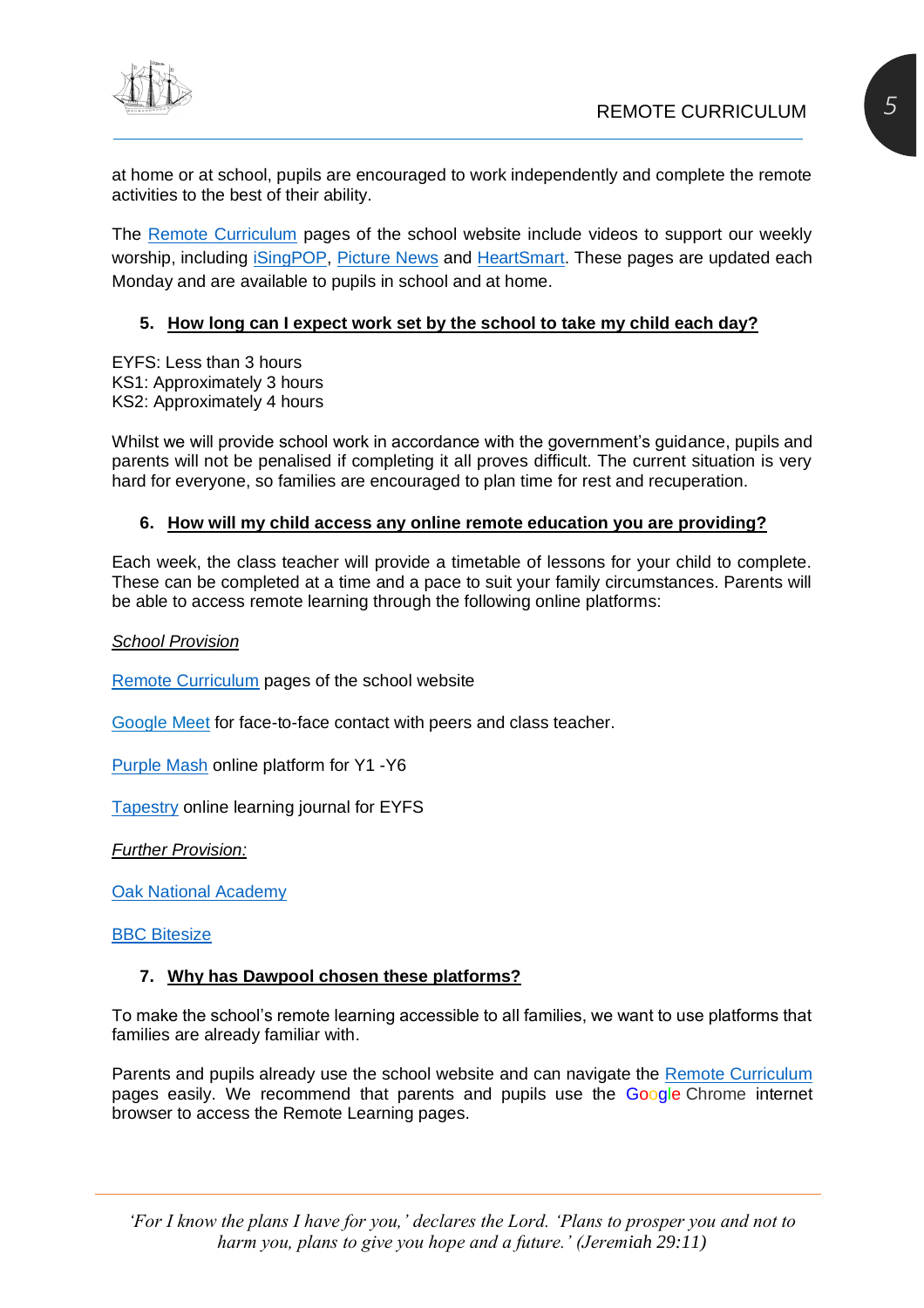at home or at school, pupils are encouraged to work independently and complete the remote activities to the best of their ability.

The Remote Curriculum pages of the school website include videos to support our weekly worship, including iSingPOP, Picture News and HeartSmart. These pages are updated each Monday and are available to pupils in school and at home.

### 5. How long can I expect work set by the school to take my child each day?

EYFS: Less than 3 hours
KS1: Approximately 3 hours
KS2: Approximately 4 hours

Whilst we will provide school work in accordance with the government's guidance, pupils and parents will not be penalised if completing it all proves difficult. The current situation is very hard for everyone, so families are encouraged to plan time for rest and recuperation.

### 6. How will my child access any online remote education you are providing?

Each week, the class teacher will provide a timetable of lessons for your child to complete. These can be completed at a time and a pace to suit your family circumstances. Parents will be able to access remote learning through the following online platforms:

*School Provision*

Remote Curriculum pages of the school website

Google Meet for face-to-face contact with peers and class teacher.

Purple Mash online platform for Y1 -Y6

Tapestry online learning journal for EYFS

*Further Provision:*

Oak National Academy

BBC Bitesize

### 7. Why has Dawpool chosen these platforms?

To make the school's remote learning accessible to all families, we want to use platforms that families are already familiar with.

Parents and pupils already use the school website and can navigate the Remote Curriculum pages easily. We recommend that parents and pupils use the Google Chrome internet browser to access the Remote Learning pages.

*'For I know the plans I have for you,' declares the Lord. 'Plans to prosper you and not to harm you, plans to give you hope and a future.' (Jeremiah 29:11)*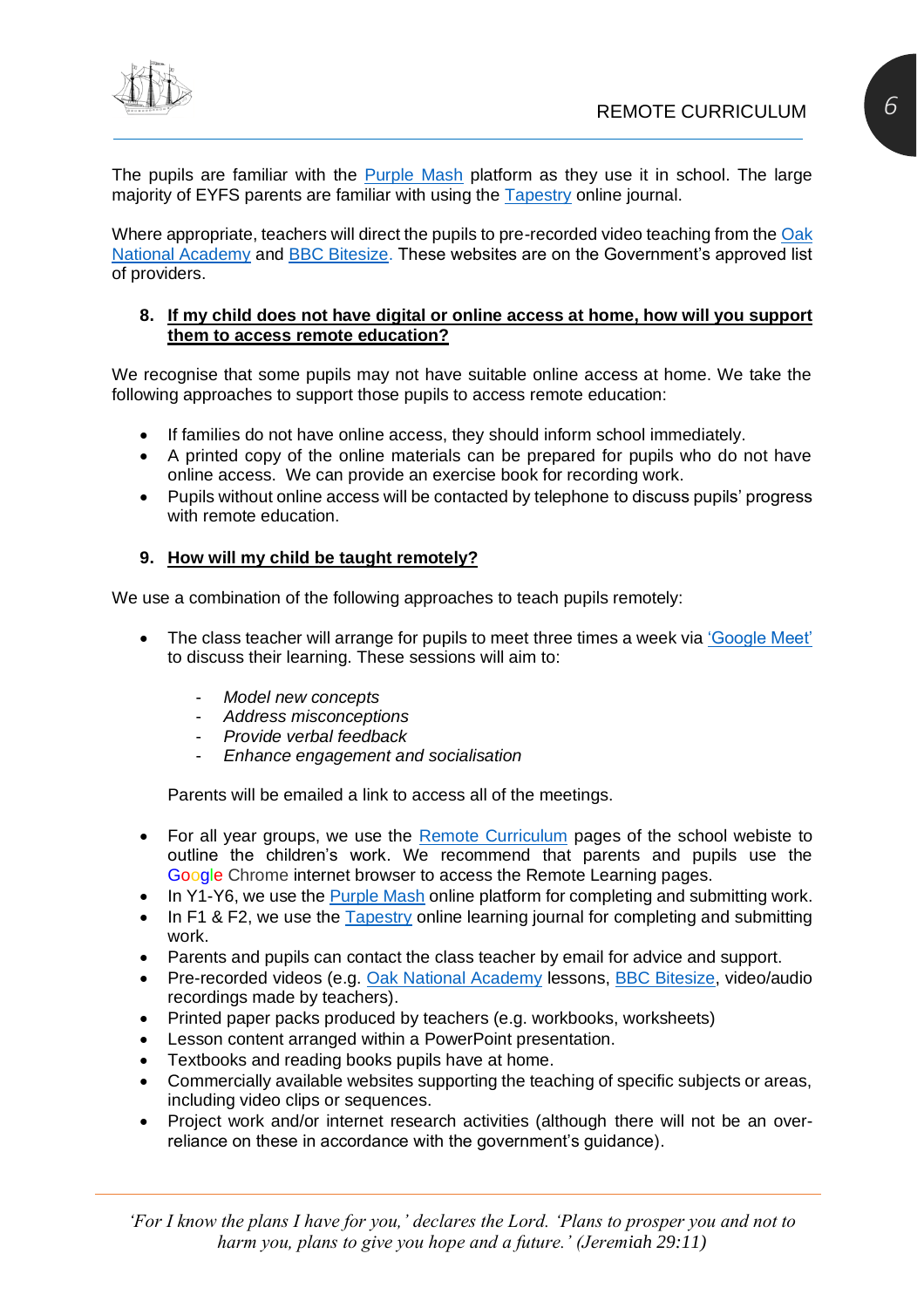The pupils are familiar with the Purple Mash platform as they use it in school. The large majority of EYFS parents are familiar with using the Tapestry online journal.

Where appropriate, teachers will direct the pupils to pre-recorded video teaching from the Oak National Academy and BBC Bitesize. These websites are on the Government's approved list of providers.

## 8. If my child does not have digital or online access at home, how will you support them to access remote education?

We recognise that some pupils may not have suitable online access at home. We take the following approaches to support those pupils to access remote education:

- If families do not have online access, they should inform school immediately.
- A printed copy of the online materials can be prepared for pupils who do not have online access. We can provide an exercise book for recording work.
- Pupils without online access will be contacted by telephone to discuss pupils' progress with remote education.

## 9. How will my child be taught remotely?

We use a combination of the following approaches to teach pupils remotely:

- The class teacher will arrange for pupils to meet three times a week via 'Google Meet' to discuss their learning. These sessions will aim to:

  - *Model new concepts*
  - *Address misconceptions*
  - *Provide verbal feedback*
  - *Enhance engagement and socialisation*

  Parents will be emailed a link to access all of the meetings.

- For all year groups, we use the Remote Curriculum pages of the school webiste to outline the children's work. We recommend that parents and pupils use the Google Chrome internet browser to access the Remote Learning pages.
- In Y1-Y6, we use the Purple Mash online platform for completing and submitting work.
- In F1 & F2, we use the Tapestry online learning journal for completing and submitting work.
- Parents and pupils can contact the class teacher by email for advice and support.
- Pre-recorded videos (e.g. Oak National Academy lessons, BBC Bitesize, video/audio recordings made by teachers).
- Printed paper packs produced by teachers (e.g. workbooks, worksheets)
- Lesson content arranged within a PowerPoint presentation.
- Textbooks and reading books pupils have at home.
- Commercially available websites supporting the teaching of specific subjects or areas, including video clips or sequences.
- Project work and/or internet research activities (although there will not be an over-reliance on these in accordance with the government's guidance).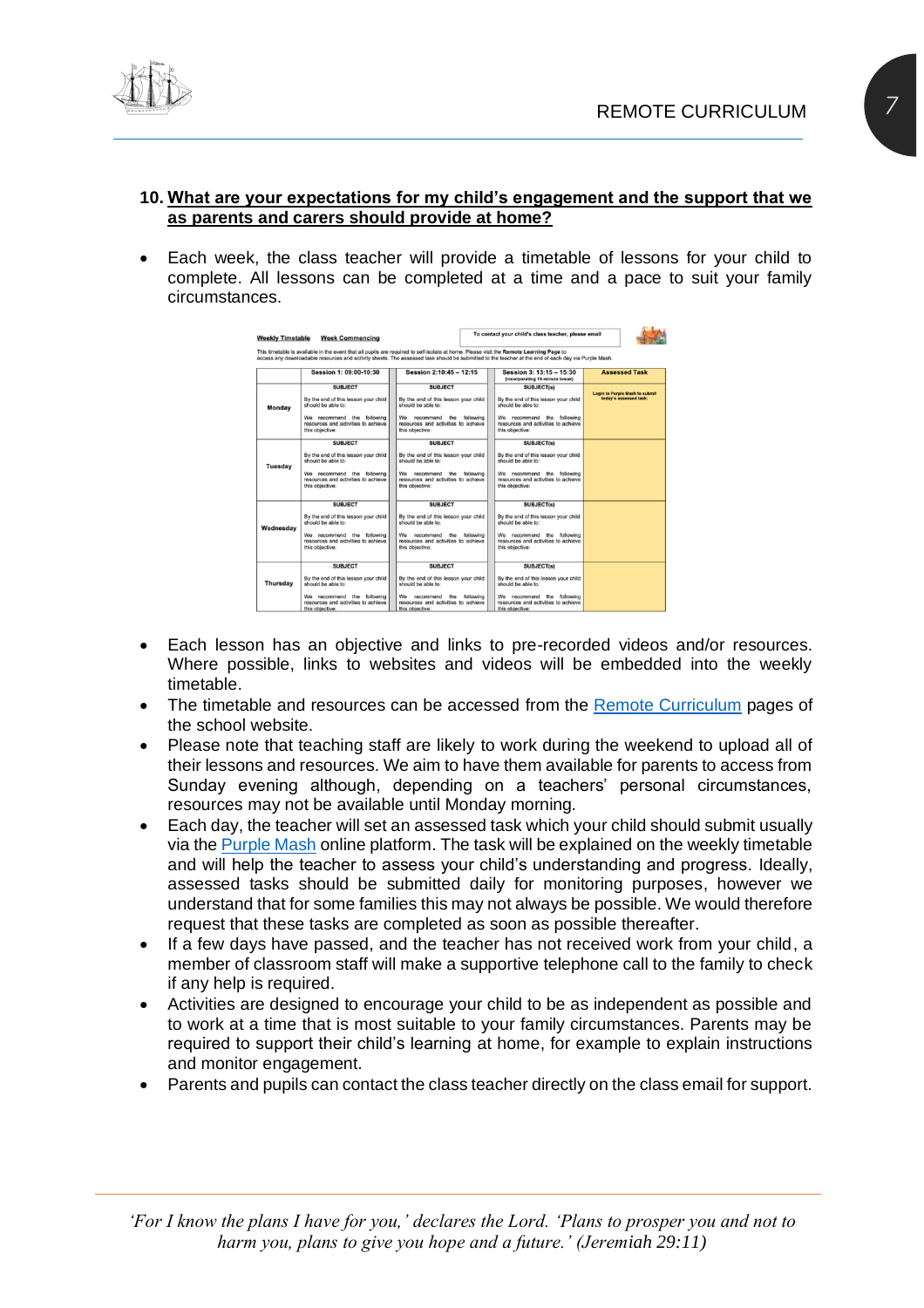## 10. What are your expectations for my child's engagement and the support that we as parents and carers should provide at home?

- Each week, the class teacher will provide a timetable of lessons for your child to complete. All lessons can be completed at a time and a pace to suit your family circumstances.

**Weekly Timetable** **Week Commencing**

To contact your child's class teacher, please email

This timetable is available in the event that all pupils are required to self-isolate at home. Please visit the **Remote Learning Page** to access any downloadable resources and activity sheets. The assessed task should be submitted to the teacher at the end of each day via Purple Mash.

| | Session 1: 09:00-10:30 | Session 2:10:45 – 12:15 | Session 3: 13:15 – 15:30 (incorporating 15-minute break) | Assessed Task |
|---|---|---|---|---|
| **Monday** | SUBJECT<br>By the end of this lesson your child should be able to:<br>We recommend the following resources and activities to achieve this objective: | SUBJECT<br>By the end of this lesson your child should be able to:<br>We recommend the following resources and activities to achieve this objective: | SUBJECT(s)<br>By the end of this lesson your child should be able to:<br>We recommend the following resources and activities to achieve this objective: | Login to Purple Mash to submit today's assessed task: |
| **Tuesday** | SUBJECT<br>By the end of this lesson your child should be able to:<br>We recommend the following resources and activities to achieve this objective: | SUBJECT<br>By the end of this lesson your child should be able to:<br>We recommend the following resources and activities to achieve this objective: | SUBJECT(s)<br>By the end of this lesson your child should be able to:<br>We recommend the following resources and activities to achieve this objective: | |
| **Wednesday** | SUBJECT<br>By the end of this lesson your child should be able to:<br>We recommend the following resources and activities to achieve this objective: | SUBJECT<br>By the end of this lesson your child should be able to:<br>We recommend the following resources and activities to achieve this objective: | SUBJECT(s)<br>By the end of this lesson your child should be able to:<br>We recommend the following resources and activities to achieve this objective: | |
| **Thursday** | SUBJECT<br>By the end of this lesson your child should be able to:<br>We recommend the following resources and activities to achieve this objective: | SUBJECT<br>By the end of this lesson your child should be able to:<br>We recommend the following resources and activities to achieve this objective: | SUBJECT(s)<br>By the end of this lesson your child should be able to:<br>We recommend the following resources and activities to achieve this objective: | |

- Each lesson has an objective and links to pre-recorded videos and/or resources. Where possible, links to websites and videos will be embedded into the weekly timetable.
- The timetable and resources can be accessed from the Remote Curriculum pages of the school website.
- Please note that teaching staff are likely to work during the weekend to upload all of their lessons and resources. We aim to have them available for parents to access from Sunday evening although, depending on a teachers' personal circumstances, resources may not be available until Monday morning.
- Each day, the teacher will set an assessed task which your child should submit usually via the Purple Mash online platform. The task will be explained on the weekly timetable and will help the teacher to assess your child's understanding and progress. Ideally, assessed tasks should be submitted daily for monitoring purposes, however we understand that for some families this may not always be possible. We would therefore request that these tasks are completed as soon as possible thereafter.
- If a few days have passed, and the teacher has not received work from your child, a member of classroom staff will make a supportive telephone call to the family to check if any help is required.
- Activities are designed to encourage your child to be as independent as possible and to work at a time that is most suitable to your family circumstances. Parents may be required to support their child's learning at home, for example to explain instructions and monitor engagement.
- Parents and pupils can contact the class teacher directly on the class email for support.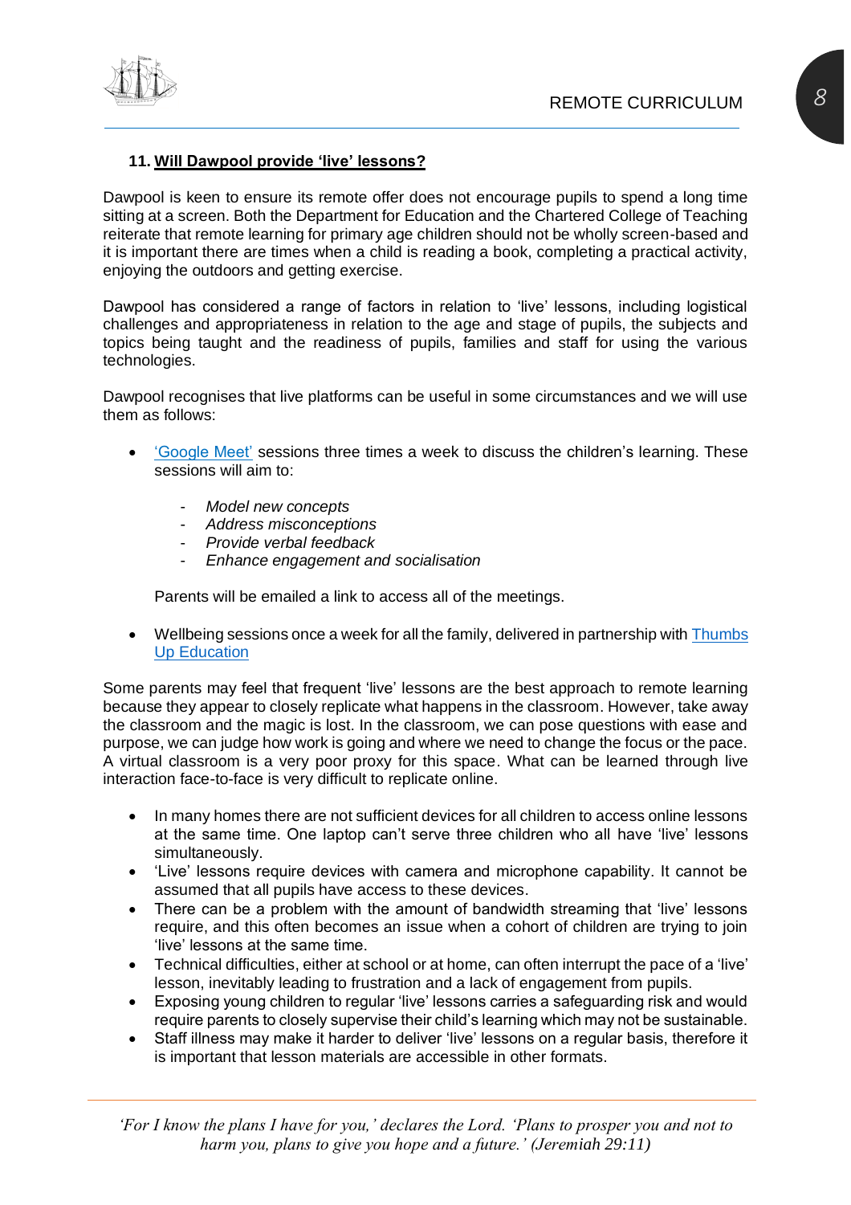### 11. Will Dawpool provide 'live' lessons?

Dawpool is keen to ensure its remote offer does not encourage pupils to spend a long time sitting at a screen. Both the Department for Education and the Chartered College of Teaching reiterate that remote learning for primary age children should not be wholly screen-based and it is important there are times when a child is reading a book, completing a practical activity, enjoying the outdoors and getting exercise.

Dawpool has considered a range of factors in relation to 'live' lessons, including logistical challenges and appropriateness in relation to the age and stage of pupils, the subjects and topics being taught and the readiness of pupils, families and staff for using the various technologies.

Dawpool recognises that live platforms can be useful in some circumstances and we will use them as follows:

- 'Google Meet' sessions three times a week to discuss the children's learning. These sessions will aim to:
    - *Model new concepts*
    - *Address misconceptions*
    - *Provide verbal feedback*
    - *Enhance engagement and socialisation*

  Parents will be emailed a link to access all of the meetings.

- Wellbeing sessions once a week for all the family, delivered in partnership with Thumbs Up Education

Some parents may feel that frequent 'live' lessons are the best approach to remote learning because they appear to closely replicate what happens in the classroom. However, take away the classroom and the magic is lost. In the classroom, we can pose questions with ease and purpose, we can judge how work is going and where we need to change the focus or the pace. A virtual classroom is a very poor proxy for this space. What can be learned through live interaction face-to-face is very difficult to replicate online.

- In many homes there are not sufficient devices for all children to access online lessons at the same time. One laptop can't serve three children who all have 'live' lessons simultaneously.
- 'Live' lessons require devices with camera and microphone capability. It cannot be assumed that all pupils have access to these devices.
- There can be a problem with the amount of bandwidth streaming that 'live' lessons require, and this often becomes an issue when a cohort of children are trying to join 'live' lessons at the same time.
- Technical difficulties, either at school or at home, can often interrupt the pace of a 'live' lesson, inevitably leading to frustration and a lack of engagement from pupils.
- Exposing young children to regular 'live' lessons carries a safeguarding risk and would require parents to closely supervise their child's learning which may not be sustainable.
- Staff illness may make it harder to deliver 'live' lessons on a regular basis, therefore it is important that lesson materials are accessible in other formats.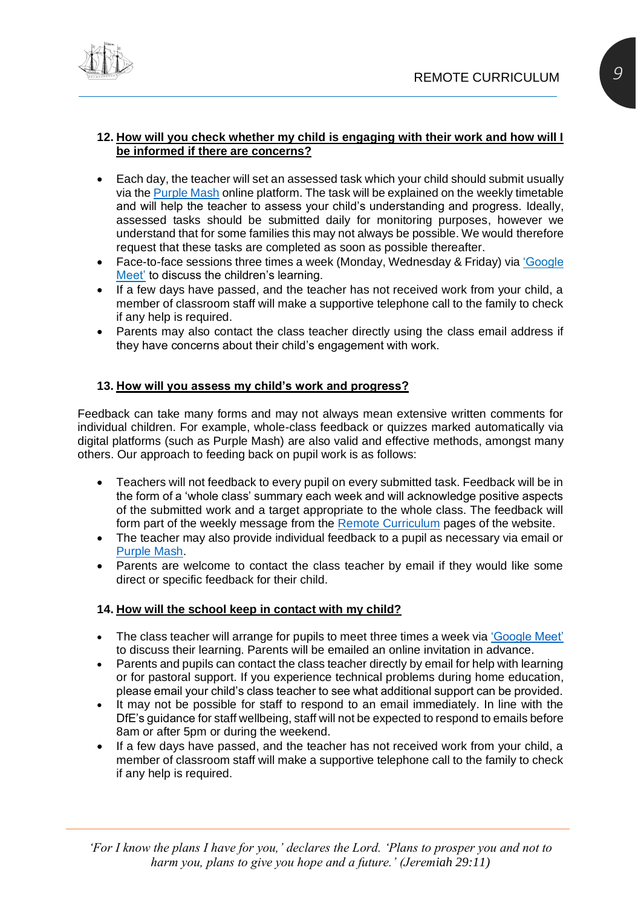**12. How will you check whether my child is engaging with their work and how will I be informed if there are concerns?**

- Each day, the teacher will set an assessed task which your child should submit usually via the Purple Mash online platform. The task will be explained on the weekly timetable and will help the teacher to assess your child's understanding and progress. Ideally, assessed tasks should be submitted daily for monitoring purposes, however we understand that for some families this may not always be possible. We would therefore request that these tasks are completed as soon as possible thereafter.
- Face-to-face sessions three times a week (Monday, Wednesday & Friday) via 'Google Meet' to discuss the children's learning.
- If a few days have passed, and the teacher has not received work from your child, a member of classroom staff will make a supportive telephone call to the family to check if any help is required.
- Parents may also contact the class teacher directly using the class email address if they have concerns about their child's engagement with work.

**13. How will you assess my child's work and progress?**

Feedback can take many forms and may not always mean extensive written comments for individual children. For example, whole-class feedback or quizzes marked automatically via digital platforms (such as Purple Mash) are also valid and effective methods, amongst many others. Our approach to feeding back on pupil work is as follows:

- Teachers will not feedback to every pupil on every submitted task. Feedback will be in the form of a 'whole class' summary each week and will acknowledge positive aspects of the submitted work and a target appropriate to the whole class. The feedback will form part of the weekly message from the Remote Curriculum pages of the website.
- The teacher may also provide individual feedback to a pupil as necessary via email or Purple Mash.
- Parents are welcome to contact the class teacher by email if they would like some direct or specific feedback for their child.

**14. How will the school keep in contact with my child?**

- The class teacher will arrange for pupils to meet three times a week via 'Google Meet' to discuss their learning. Parents will be emailed an online invitation in advance.
- Parents and pupils can contact the class teacher directly by email for help with learning or for pastoral support. If you experience technical problems during home education, please email your child's class teacher to see what additional support can be provided.
- It may not be possible for staff to respond to an email immediately. In line with the DfE's guidance for staff wellbeing, staff will not be expected to respond to emails before 8am or after 5pm or during the weekend.
- If a few days have passed, and the teacher has not received work from your child, a member of classroom staff will make a supportive telephone call to the family to check if any help is required.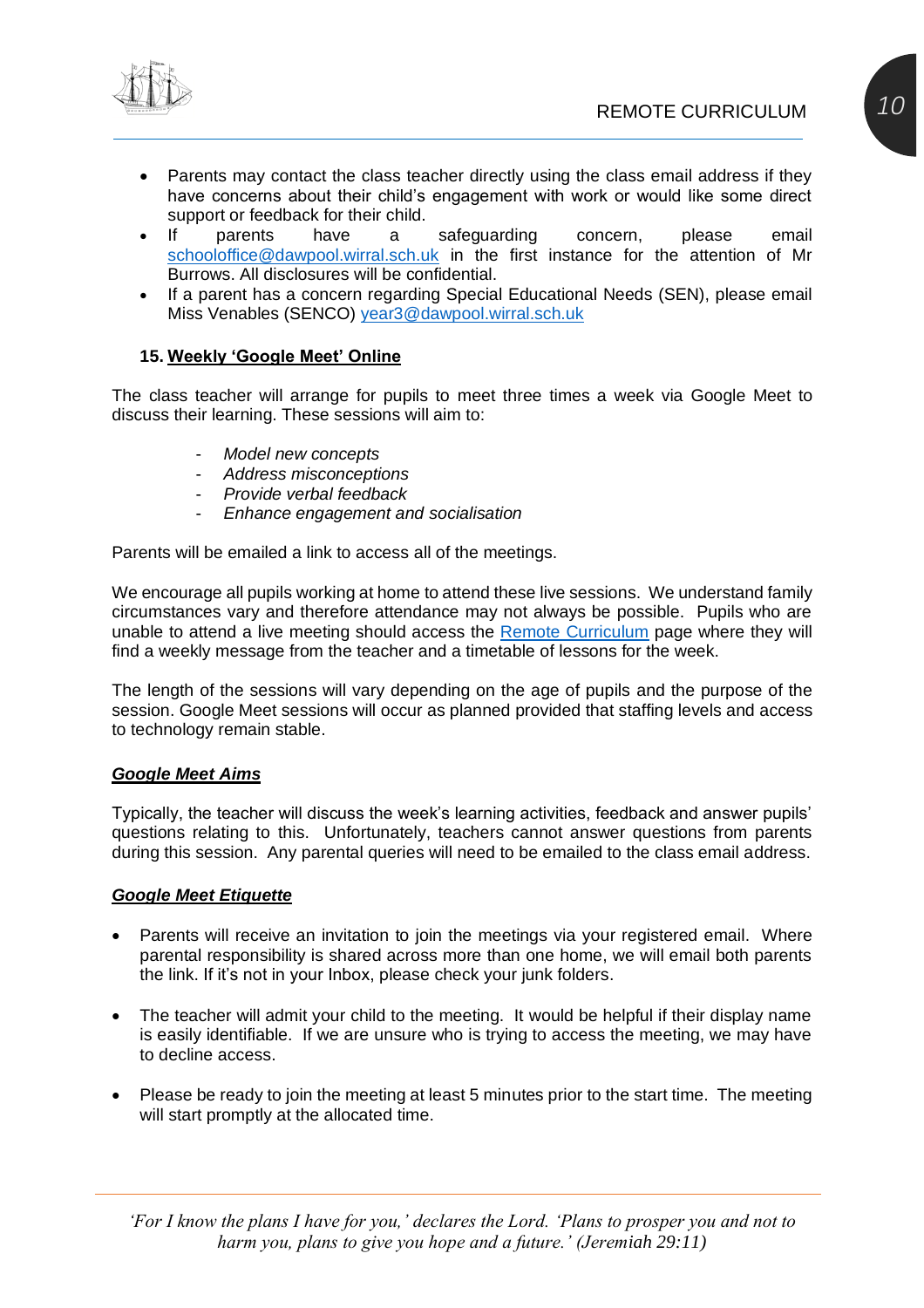- Parents may contact the class teacher directly using the class email address if they have concerns about their child's engagement with work or would like some direct support or feedback for their child.
- If parents have a safeguarding concern, please email schooloffice@dawpool.wirral.sch.uk in the first instance for the attention of Mr Burrows. All disclosures will be confidential.
- If a parent has a concern regarding Special Educational Needs (SEN), please email Miss Venables (SENCO) year3@dawpool.wirral.sch.uk

### 15. Weekly 'Google Meet' Online

The class teacher will arrange for pupils to meet three times a week via Google Meet to discuss their learning. These sessions will aim to:

- *Model new concepts*
- *Address misconceptions*
- *Provide verbal feedback*
- *Enhance engagement and socialisation*

Parents will be emailed a link to access all of the meetings.

We encourage all pupils working at home to attend these live sessions. We understand family circumstances vary and therefore attendance may not always be possible. Pupils who are unable to attend a live meeting should access the Remote Curriculum page where they will find a weekly message from the teacher and a timetable of lessons for the week.

The length of the sessions will vary depending on the age of pupils and the purpose of the session. Google Meet sessions will occur as planned provided that staffing levels and access to technology remain stable.

#### ***Google Meet Aims***

Typically, the teacher will discuss the week's learning activities, feedback and answer pupils' questions relating to this. Unfortunately, teachers cannot answer questions from parents during this session. Any parental queries will need to be emailed to the class email address.

#### ***Google Meet Etiquette***

- Parents will receive an invitation to join the meetings via your registered email. Where parental responsibility is shared across more than one home, we will email both parents the link. If it's not in your Inbox, please check your junk folders.

- The teacher will admit your child to the meeting. It would be helpful if their display name is easily identifiable. If we are unsure who is trying to access the meeting, we may have to decline access.

- Please be ready to join the meeting at least 5 minutes prior to the start time. The meeting will start promptly at the allocated time.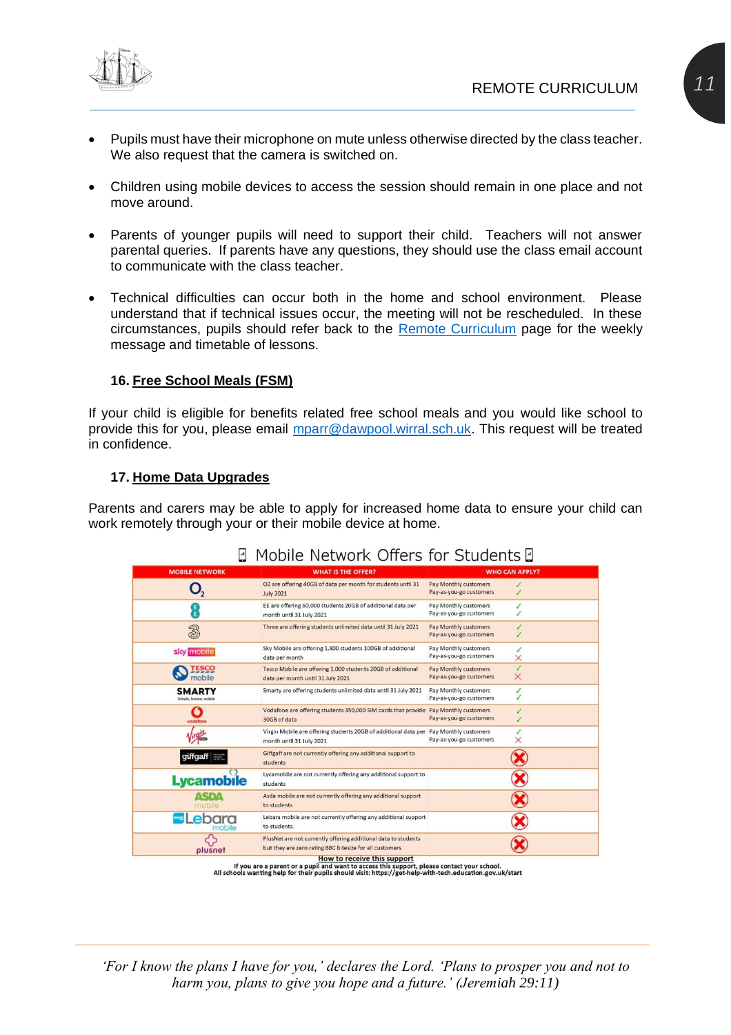- Pupils must have their microphone on mute unless otherwise directed by the class teacher. We also request that the camera is switched on.

- Children using mobile devices to access the session should remain in one place and not move around.

- Parents of younger pupils will need to support their child. Teachers will not answer parental queries. If parents have any questions, they should use the class email account to communicate with the class teacher.

- Technical difficulties can occur both in the home and school environment. Please understand that if technical issues occur, the meeting will not be rescheduled. In these circumstances, pupils should refer back to the Remote Curriculum page for the weekly message and timetable of lessons.

### 16. Free School Meals (FSM)

If your child is eligible for benefits related free school meals and you would like school to provide this for you, please email mparr@dawpool.wirral.sch.uk. This request will be treated in confidence.

### 17. Home Data Upgrades

Parents and carers may be able to apply for increased home data to ensure your child can work remotely through your or their mobile device at home.

**Mobile Network Offers for Students**

| MOBILE NETWORK | WHAT IS THE OFFER? | WHO CAN APPLY? |
|---|---|---|
| O2 | O2 are offering 40GB of data per month for students until 31 July 2021 | Pay Monthly customers ✓<br>Pay-as-you-go customers ✓ |
| EE | EE are offering 60,000 students 20GB of additional data per month until 31 July 2021 | Pay Monthly customers ✓<br>Pay-as-you-go customers ✓ |
| Three | Three are offering students unlimited data until 31 July 2021 | Pay Monthly customers ✓<br>Pay-as-you-go customers ✓ |
| sky mobile | Sky Mobile are offering 1,800 students 100GB of additional data per month | Pay Monthly customers ✓<br>Pay-as-you-go customers ✗ |
| TESCO mobile | Tesco Mobile are offering 1,000 students 20GB of additional data per month until 31 July 2021 | Pay Monthly customers ✓<br>Pay-as-you-go customers ✗ |
| SMARTY | Smarty are offering students unlimited data until 31 July 2021 | Pay Monthly customers ✓<br>Pay-as-you-go customers ✓ |
| vodafone | Vodafone are offering students 350,000 SIM cards that provide 30GB of data | Pay Monthly customers ✓<br>Pay-as-you-go customers ✓ |
| Virgin | Virgin Mobile are offering students 20GB of additional data per month until 31 July 2021 | Pay Monthly customers ✓<br>Pay-as-you-go customers ✗ |
| giffgaff | Giffgaff are not currently offering any additional support to students | ✗ |
| Lycamobile | Lycamobile are not currently offering any additional support to students | ✗ |
| ASDA mobile | Asda mobile are not currently offering any additional support to students | ✗ |
| Lebara mobile | Lebara mobile are not currently offering any additional support to students. | ✗ |
| plusnet | PlusNet are not currently offering additional data to students but they are zero rating BBC bitesize for all customers | ✗ |

**How to receive this support**

**If you are a parent or a pupil and want to access this support, please contact your school.**
**All schools wanting help for their pupils should visit: https://get-help-with-tech.education.gov.uk/start**

*'For I know the plans I have for you,' declares the Lord. 'Plans to prosper you and not to harm you, plans to give you hope and a future.' (Jeremiah 29:11)*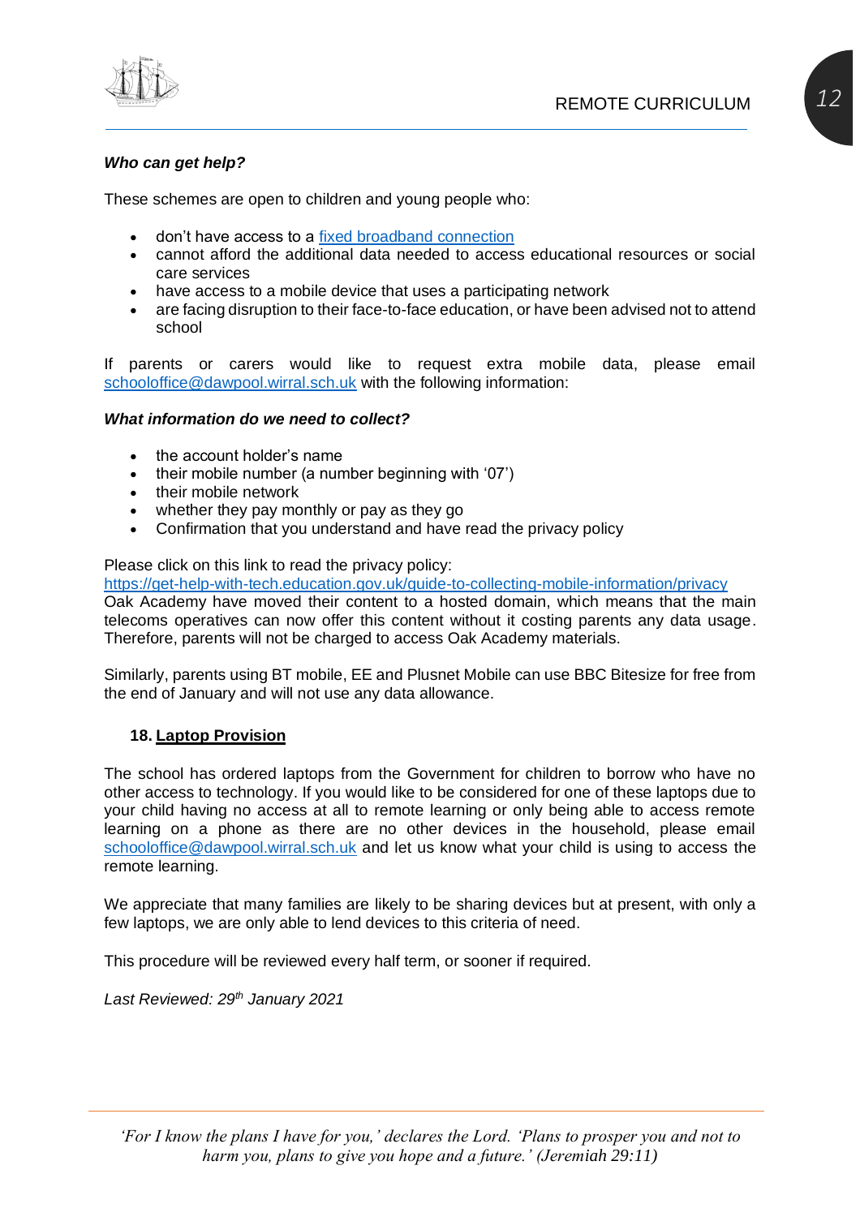***Who can get help?***

These schemes are open to children and young people who:

- don't have access to a [fixed broadband connection]
- cannot afford the additional data needed to access educational resources or social care services
- have access to a mobile device that uses a participating network
- are facing disruption to their face-to-face education, or have been advised not to attend school

If parents or carers would like to request extra mobile data, please email schooloffice@dawpool.wirral.sch.uk with the following information:

***What information do we need to collect?***

- the account holder's name
- their mobile number (a number beginning with '07')
- their mobile network
- whether they pay monthly or pay as they go
- Confirmation that you understand and have read the privacy policy

Please click on this link to read the privacy policy:
https://get-help-with-tech.education.gov.uk/guide-to-collecting-mobile-information/privacy
Oak Academy have moved their content to a hosted domain, which means that the main telecoms operatives can now offer this content without it costing parents any data usage. Therefore, parents will not be charged to access Oak Academy materials.

Similarly, parents using BT mobile, EE and Plusnet Mobile can use BBC Bitesize for free from the end of January and will not use any data allowance.

## 18. Laptop Provision

The school has ordered laptops from the Government for children to borrow who have no other access to technology. If you would like to be considered for one of these laptops due to your child having no access at all to remote learning or only being able to access remote learning on a phone as there are no other devices in the household, please email schooloffice@dawpool.wirral.sch.uk and let us know what your child is using to access the remote learning.

We appreciate that many families are likely to be sharing devices but at present, with only a few laptops, we are only able to lend devices to this criteria of need.

This procedure will be reviewed every half term, or sooner if required.

*Last Reviewed: 29th January 2021*